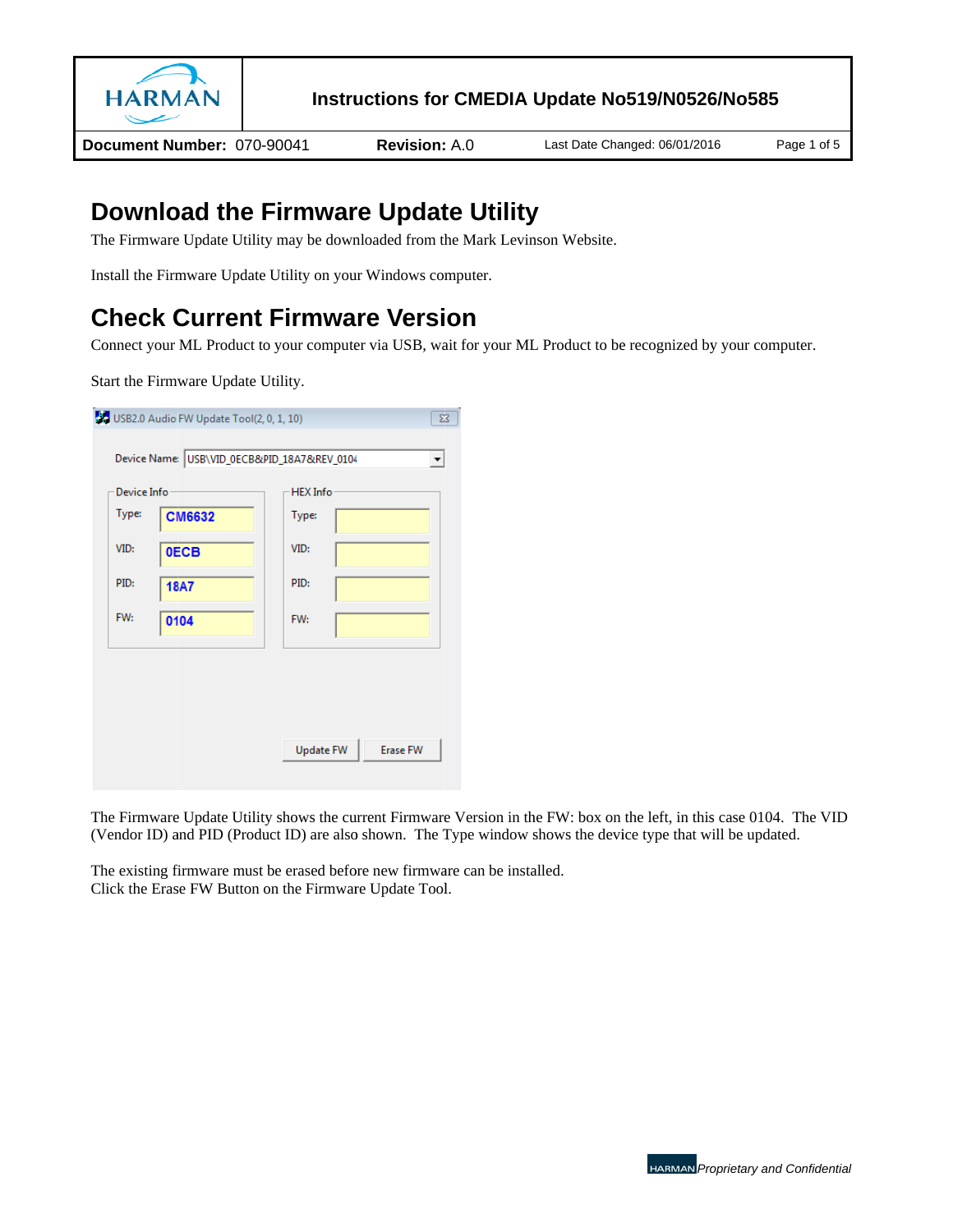# Instructions for CMEDIA Update No519/N0526/No585

**Document Number:** 070-90041 **Revision:** A.0 Last Date Changed: 06/01/2016

## Download the Firmware Update Utility

The Firmware Update Utility may be downloaded from the Mark Levinson Website.

Install the Firmware Update Utility on your Windows computer.

## Check Current Firmware Version

Connect your ML Product to your computer via USB, wait for your ML Product to be recognized by your computer.

Start the Firmware Update Utility.

The Firmware Update Utility shows the current Firmware Version in the FW: box on the left, in this case 0104. The VID (Vendor ID) and PID (Product ID) are also shown. The Type window shows the device type that will be updated.

The existing firmware must be erased before new firmware can be installed.
Click the Erase FW Button on the Firmware Update Tool.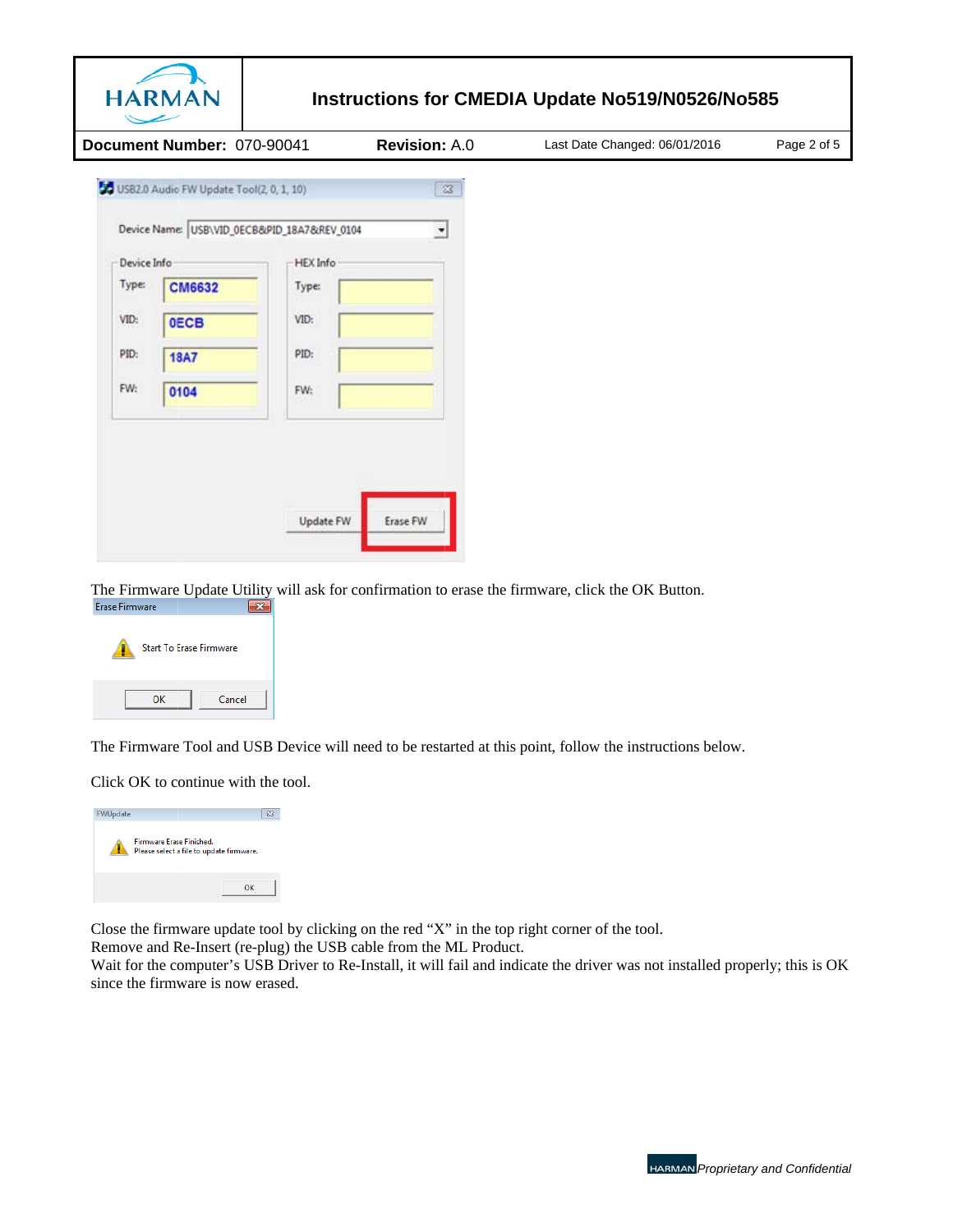The Firmware Update Utility will ask for confirmation to erase the firmware, click the OK Button.

The Firmware Tool and USB Device will need to be restarted at this point, follow the instructions below.

Click OK to continue with the tool.

Close the firmware update tool by clicking on the red "X" in the top right corner of the tool.
Remove and Re-Insert (re-plug) the USB cable from the ML Product.
Wait for the computer's USB Driver to Re-Install, it will fail and indicate the driver was not installed properly; this is OK since the firmware is now erased.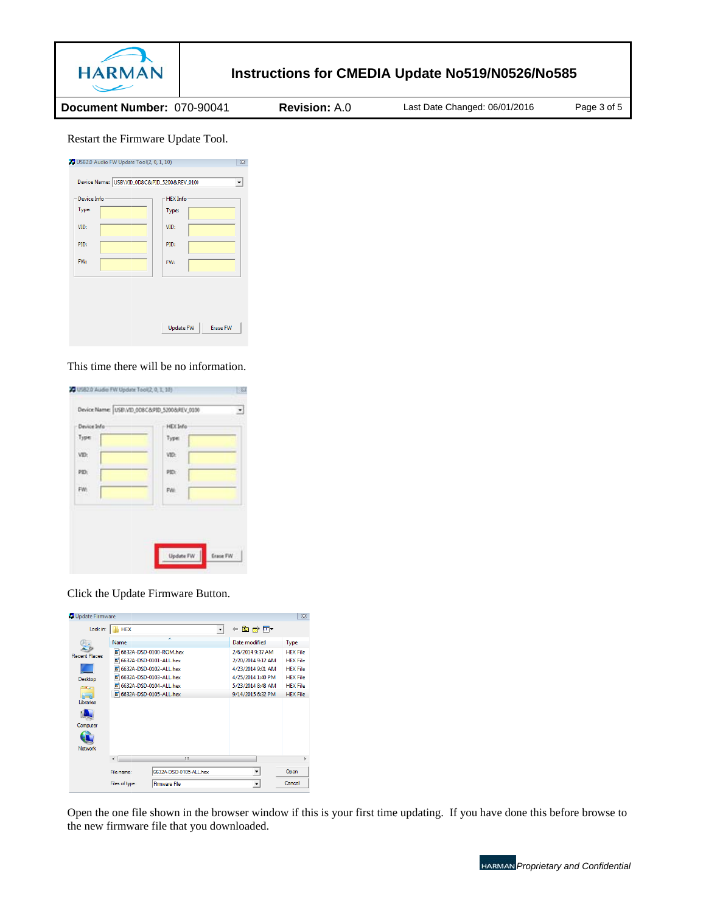Restart the Firmware Update Tool.

This time there will be no information.

Click the Update Firmware Button.

Open the one file shown in the browser window if this is your first time updating. If you have done this before browse to the new firmware file that you downloaded.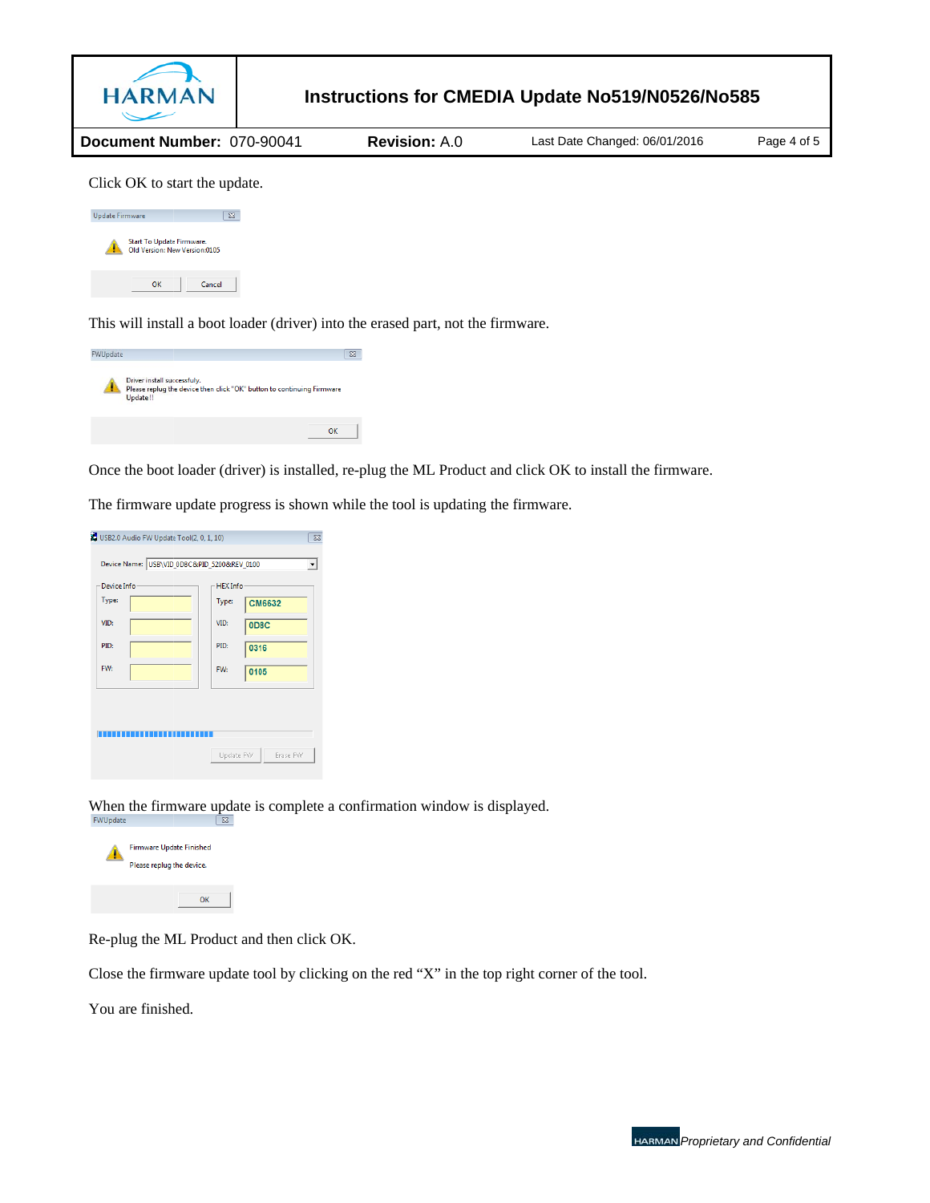Click OK to start the update.

This will install a boot loader (driver) into the erased part, not the firmware.

Once the boot loader (driver) is installed, re-plug the ML Product and click OK to install the firmware.

The firmware update progress is shown while the tool is updating the firmware.

When the firmware update is complete a confirmation window is displayed.

Re-plug the ML Product and then click OK.

Close the firmware update tool by clicking on the red “X” in the top right corner of the tool.

You are finished.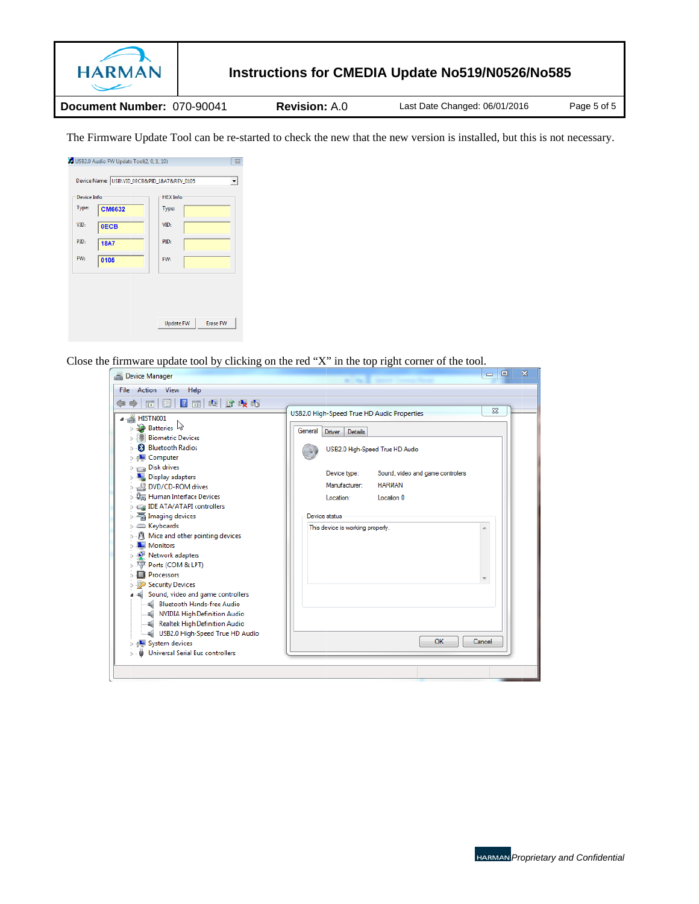The Firmware Update Tool can be re-started to check the new that the new version is installed, but this is not necessary.

Close the firmware update tool by clicking on the red “X” in the top right corner of the tool.